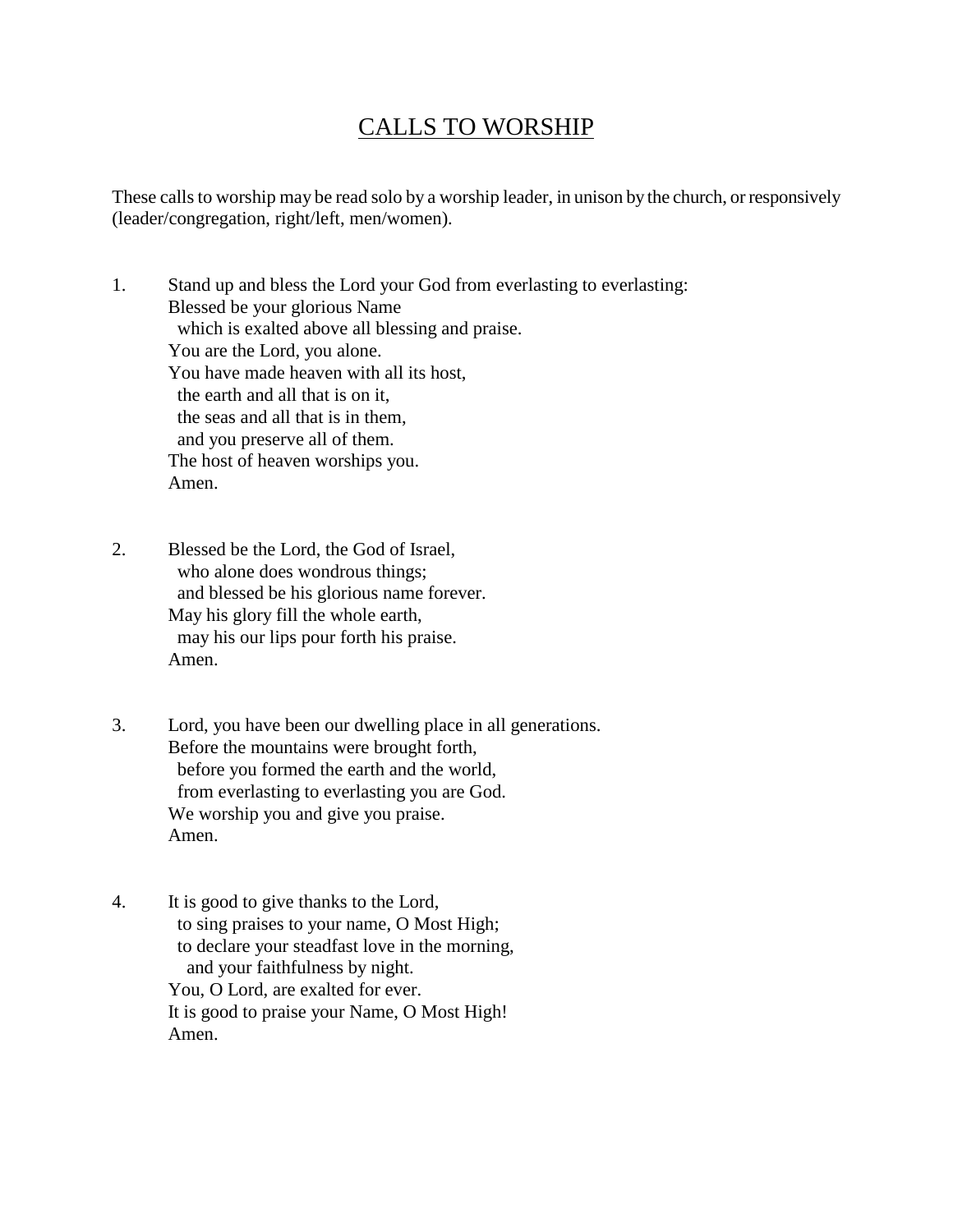# CALLS TO WORSHIP

These calls to worship may be read solo by a worship leader, in unison by the church, or responsively (leader/congregation, right/left, men/women).

1. Stand up and bless the Lord your God from everlasting to everlasting:  
   Blessed be your glorious Name  
     which is exalted above all blessing and praise.  
   You are the Lord, you alone.  
   You have made heaven with all its host,  
     the earth and all that is on it,  
     the seas and all that is in them,  
     and you preserve all of them.  
   The host of heaven worships you.  
   Amen.

2. Blessed be the Lord, the God of Israel,  
     who alone does wondrous things;  
     and blessed be his glorious name forever.  
   May his glory fill the whole earth,  
     may his our lips pour forth his praise.  
   Amen.

3. Lord, you have been our dwelling place in all generations.  
   Before the mountains were brought forth,  
     before you formed the earth and the world,  
     from everlasting to everlasting you are God.  
   We worship you and give you praise.  
   Amen.

4. It is good to give thanks to the Lord,  
     to sing praises to your name, O Most High;  
     to declare your steadfast love in the morning,  
       and your faithfulness by night.  
   You, O Lord, are exalted for ever.  
   It is good to praise your Name, O Most High!  
   Amen.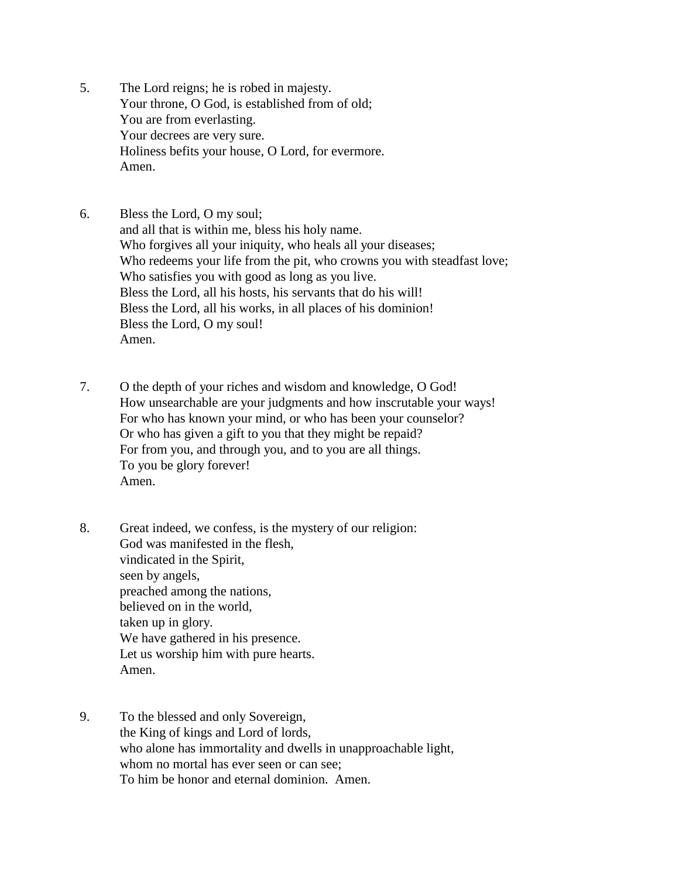5. The Lord reigns; he is robed in majesty.  
   Your throne, O God, is established from of old;  
   You are from everlasting.  
   Your decrees are very sure.  
   Holiness befits your house, O Lord, for evermore.  
   Amen.

6. Bless the Lord, O my soul;  
   and all that is within me, bless his holy name.  
   Who forgives all your iniquity, who heals all your diseases;  
   Who redeems your life from the pit, who crowns you with steadfast love;  
   Who satisfies you with good as long as you live.  
   Bless the Lord, all his hosts, his servants that do his will!  
   Bless the Lord, all his works, in all places of his dominion!  
   Bless the Lord, O my soul!  
   Amen.

7. O the depth of your riches and wisdom and knowledge, O God!  
   How unsearchable are your judgments and how inscrutable your ways!  
   For who has known your mind, or who has been your counselor?  
   Or who has given a gift to you that they might be repaid?  
   For from you, and through you, and to you are all things.  
   To you be glory forever!  
   Amen.

8. Great indeed, we confess, is the mystery of our religion:  
   God was manifested in the flesh,  
   vindicated in the Spirit,  
   seen by angels,  
   preached among the nations,  
   believed on in the world,  
   taken up in glory.  
   We have gathered in his presence.  
   Let us worship him with pure hearts.  
   Amen.

9. To the blessed and only Sovereign,  
   the King of kings and Lord of lords,  
   who alone has immortality and dwells in unapproachable light,  
   whom no mortal has ever seen or can see;  
   To him be honor and eternal dominion. Amen.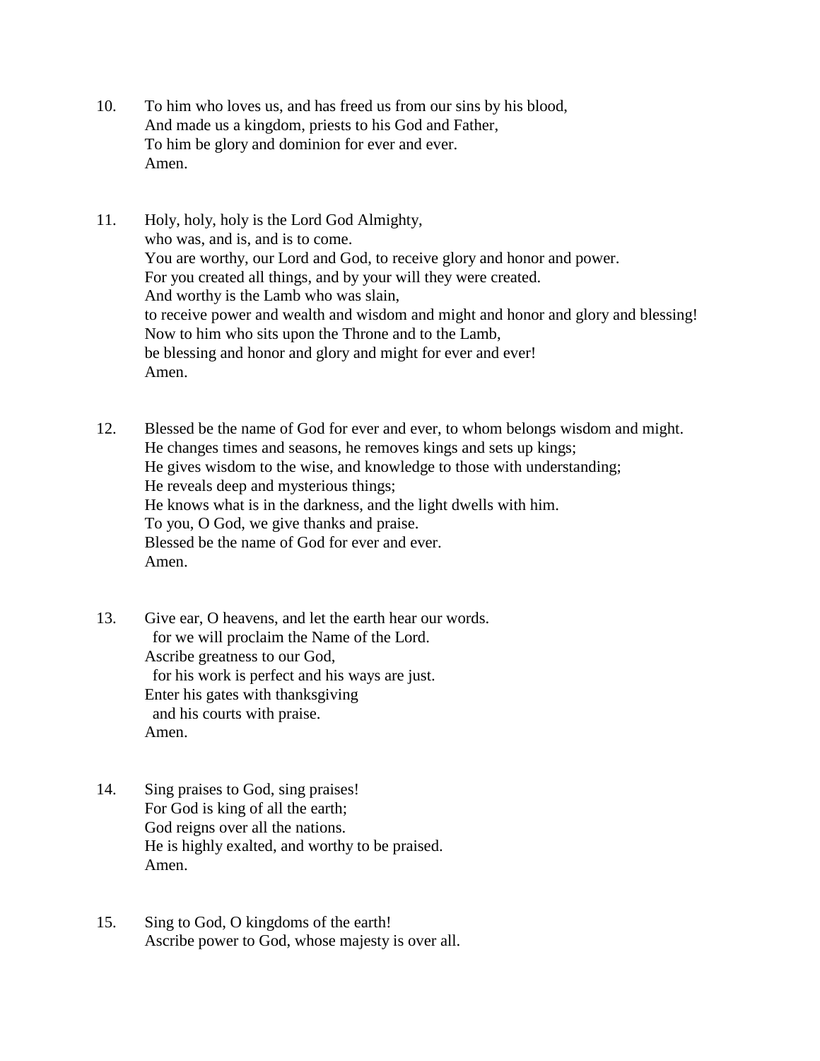10. To him who loves us, and has freed us from our sins by his blood,
    And made us a kingdom, priests to his God and Father,
    To him be glory and dominion for ever and ever.
    Amen.

11. Holy, holy, holy is the Lord God Almighty,
    who was, and is, and is to come.
    You are worthy, our Lord and God, to receive glory and honor and power.
    For you created all things, and by your will they were created.
    And worthy is the Lamb who was slain,
    to receive power and wealth and wisdom and might and honor and glory and blessing!
    Now to him who sits upon the Throne and to the Lamb,
    be blessing and honor and glory and might for ever and ever!
    Amen.

12. Blessed be the name of God for ever and ever, to whom belongs wisdom and might.
    He changes times and seasons, he removes kings and sets up kings;
    He gives wisdom to the wise, and knowledge to those with understanding;
    He reveals deep and mysterious things;
    He knows what is in the darkness, and the light dwells with him.
    To you, O God, we give thanks and praise.
    Blessed be the name of God for ever and ever.
    Amen.

13. Give ear, O heavens, and let the earth hear our words.
      for we will proclaim the Name of the Lord.
    Ascribe greatness to our God,
      for his work is perfect and his ways are just.
    Enter his gates with thanksgiving
      and his courts with praise.
    Amen.

14. Sing praises to God, sing praises!
    For God is king of all the earth;
    God reigns over all the nations.
    He is highly exalted, and worthy to be praised.
    Amen.

15. Sing to God, O kingdoms of the earth!
    Ascribe power to God, whose majesty is over all.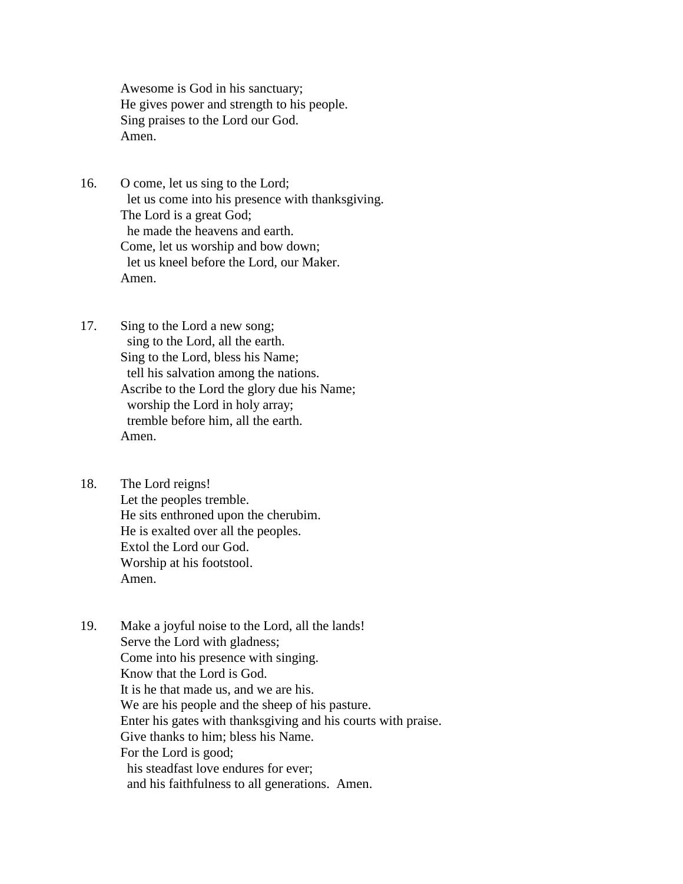Awesome is God in his sanctuary;
He gives power and strength to his people.
Sing praises to the Lord our God.
Amen.

16. O come, let us sing to the Lord;
  let us come into his presence with thanksgiving.
The Lord is a great God;
  he made the heavens and earth.
Come, let us worship and bow down;
  let us kneel before the Lord, our Maker.
Amen.

17. Sing to the Lord a new song;
  sing to the Lord, all the earth.
Sing to the Lord, bless his Name;
  tell his salvation among the nations.
Ascribe to the Lord the glory due his Name;
  worship the Lord in holy array;
  tremble before him, all the earth.
Amen.

18. The Lord reigns!
Let the peoples tremble.
He sits enthroned upon the cherubim.
He is exalted over all the peoples.
Extol the Lord our God.
Worship at his footstool.
Amen.

19. Make a joyful noise to the Lord, all the lands!
Serve the Lord with gladness;
Come into his presence with singing.
Know that the Lord is God.
It is he that made us, and we are his.
We are his people and the sheep of his pasture.
Enter his gates with thanksgiving and his courts with praise.
Give thanks to him; bless his Name.
For the Lord is good;
  his steadfast love endures for ever;
  and his faithfulness to all generations. Amen.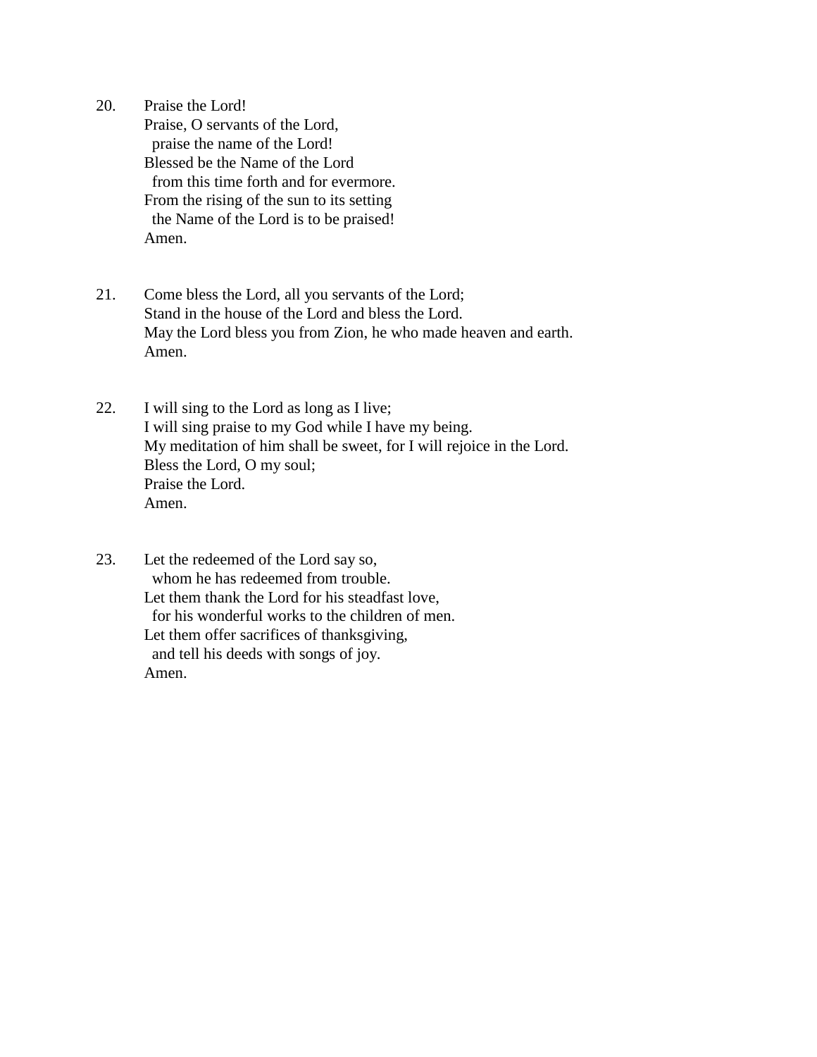20. Praise the Lord!
    Praise, O servants of the Lord,
      praise the name of the Lord!
    Blessed be the Name of the Lord
      from this time forth and for evermore.
    From the rising of the sun to its setting
      the Name of the Lord is to be praised!
    Amen.

21. Come bless the Lord, all you servants of the Lord;
    Stand in the house of the Lord and bless the Lord.
    May the Lord bless you from Zion, he who made heaven and earth.
    Amen.

22. I will sing to the Lord as long as I live;
    I will sing praise to my God while I have my being.
    My meditation of him shall be sweet, for I will rejoice in the Lord.
    Bless the Lord, O my soul;
    Praise the Lord.
    Amen.

23. Let the redeemed of the Lord say so,
      whom he has redeemed from trouble.
    Let them thank the Lord for his steadfast love,
      for his wonderful works to the children of men.
    Let them offer sacrifices of thanksgiving,
      and tell his deeds with songs of joy.
    Amen.